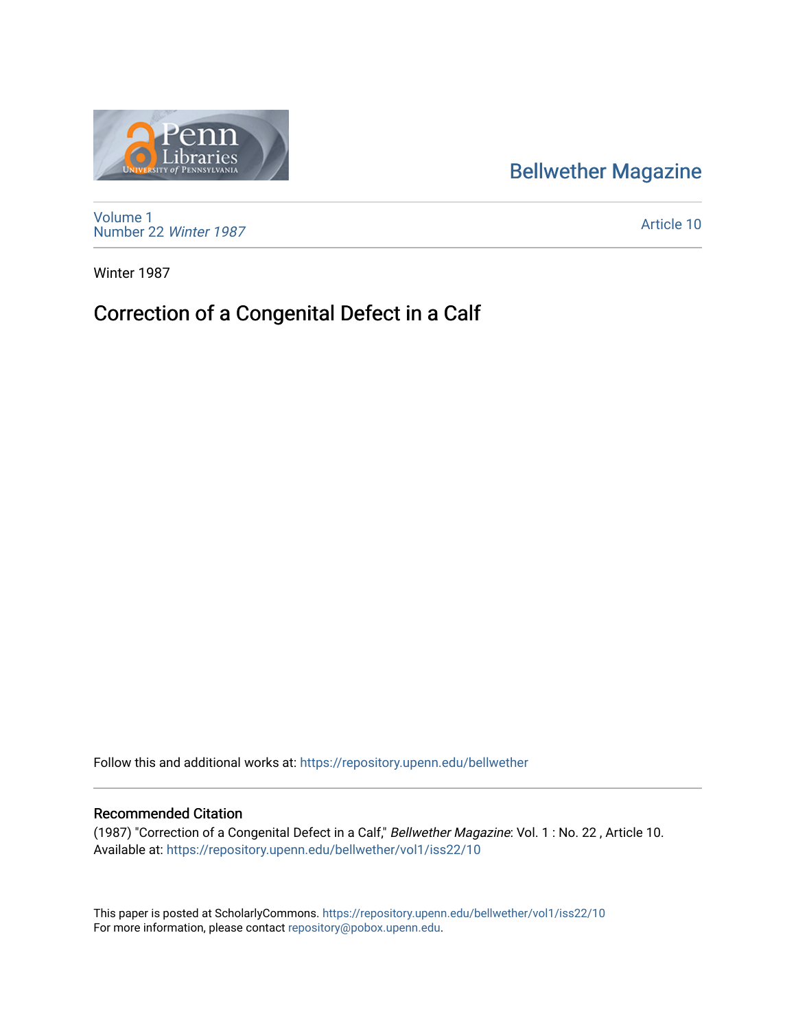Bellwether Magazine

Volume 1
Number 22 *Winter 1987*

Article 10

Winter 1987

# Correction of a Congenital Defect in a Calf

Follow this and additional works at: https://repository.upenn.edu/bellwether

## Recommended Citation

(1987) "Correction of a Congenital Defect in a Calf," *Bellwether Magazine*: Vol. 1 : No. 22 , Article 10.
Available at: https://repository.upenn.edu/bellwether/vol1/iss22/10

This paper is posted at ScholarlyCommons. https://repository.upenn.edu/bellwether/vol1/iss22/10
For more information, please contact repository@pobox.upenn.edu.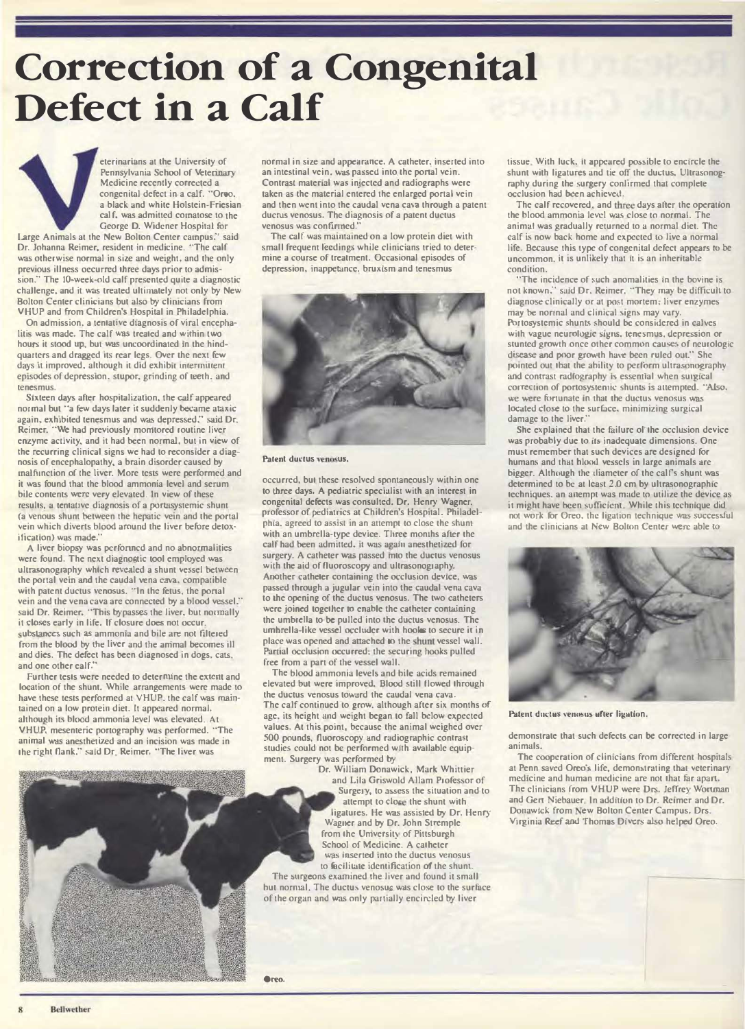# Correction of a Congenital Defect in a Calf

Veterinarians at the University of Pennsylvania School of Veterinary Medicine recently corrected a congenital defect in a calf. "Oreo, a black and white Holstein-Friesian calf, was admitted comatose to the George D. Widener Hospital for Large Animals at the New Bolton Center campus," said Dr. Johanna Reimer, resident in medicine. "The calf was otherwise normal in size and weight, and the only previous illness occurred three days prior to admission." The 10-week-old calf presented quite a diagnostic challenge, and it was treated ultimately not only by New Bolton Center clinicians but also by clinicians from VHUP and from Children's Hospital in Philadelphia.

On admission, a tentative diagnosis of viral encephalitis was made. The calf was treated and within two hours it stood up, but was uncoordinated in the hindquarters and dragged its rear legs. Over the next few days it improved, although it did exhibit intermittent episodes of depression, stupor, grinding of teeth, and tenesmus.

Sixteen days after hospitalization, the calf appeared normal but "a few days later it suddenly became ataxic again, exhibited tenesmus and was depressed," said Dr. Reimer. "We had previously monitored routine liver enzyme activity, and it had been normal, but in view of the recurring clinical signs we had to reconsider a diagnosis of encephalopathy, a brain disorder caused by malfunction of the liver. More tests were performed and it was found that the blood ammonia level and serum bile contents were very elevated. In view of these results, a tentative diagnosis of a portasystemic shunt (a venous shunt between the hepatic vein and the portal vein which diverts blood around the liver before detoxification) was made."

A liver biopsy was performed and no abnormalities were found. The next diagnostic tool employed was ultrasonography which revealed a shunt vessel between the portal vein and the caudal vena cava, compatible with patent ductus venosus. "In the fetus, the portal vein and the vena cava are connected by a blood vessel," said Dr. Reimer. "This bypasses the liver, but normally it closes early in life. If closure does not occur, substances such as ammonia and bile are not filtered from the blood by the liver and the animal becomes ill and dies. The defect has been diagnosed in dogs, cats, and one other calf."

Further tests were needed to determine the extent and location of the shunt. While arrangements were made to have these tests performed at VHUP, the calf was maintained on a low protein diet. It appeared normal, although its blood ammonia level was elevated. At VHUP, mesenteric portography was performed. "The animal was anesthetized and an incision was made in the right flank," said Dr. Reimer. "The liver was normal in size and appearance. A catheter, inserted into an intestinal vein, was passed into the portal vein. Contrast material was injected and radiographs were taken as the material entered the enlarged portal vein and then went into the caudal vena cava through a patent ductus venosus. The diagnosis of a patent ductus venosus was confirmed."

The calf was maintained on a low protein diet with small frequent feedings while clinicians tried to determine a course of treatment. Occasional episodes of depression, inappetance, bruxism and tenesmus occurred, but these resolved spontaneously within one to three days. A pediatric specialist with an interest in congenital defects was consulted. Dr. Henry Wagner, professor of pediatrics at Children's Hospital, Philadelphia, agreed to assist in an attempt to close the shunt with an umbrella-type device. Three months after the calf had been admitted, it was again anesthetized for surgery. A catheter was passed into the ductus venosus with the aid of fluoroscopy and ultrasonography. Another catheter containing the occlusion device, was passed through a jugular vein into the caudal vena cava to the opening of the ductus venosus. The two catheters were joined together to enable the catheter containing the umbrella to be pulled into the ductus venosus. The umbrella-like vessel occluder with hooks to secure it in place was opened and attached to the shunt vessel wall. Partial occlusion occurred; the securing hooks pulled free from a part of the vessel wall.

Patent ductus venosus.

The blood ammonia levels and bile acids remained elevated but were improved. Blood still flowed through the ductus venosus toward the caudal vena cava.

The calf continued to grow, although after six months of age, its height and weight began to fall below expected values. At this point, because the animal weighed over 500 pounds, fluoroscopy and radiographic contrast studies could not be performed with available equipment. Surgery was performed by Dr. William Donawick, Mark Whittier and Lila Griswold Allam Professor of Surgery, to assess the situation and to attempt to close the shunt with ligatures. He was assisted by Dr. Henry Wagner and by Dr. John Stremple from the University of Pittsburgh School of Medicine. A catheter was inserted into the ductus venosus to facilitate identification of the shunt.

Oreo.

The surgeons examined the liver and found it small but normal. The ductus venosus was close to the surface of the organ and was only partially encircled by liver tissue. With luck, it appeared possible to encircle the shunt with ligatures and tie off the ductus. Ultrasonography during the surgery confirmed that complete occlusion had been achieved.

The calf recovered, and three days after the operation the blood ammonia level was close to normal. The animal was gradually returned to a normal diet. The calf is now back home and expected to live a normal life. Because this type of congenital defect appears to be uncommon, it is unlikely that it is an inheritable condition.

"The incidence of such anomalities in the bovine is not known," said Dr. Reimer. "They may be difficult to diagnose clinically or at post mortem; liver enzymes may be normal and clinical signs may vary. Portosystemic shunts should be considered in calves with vague neurologic signs, tenesmus, depression or stunted growth once other common causes of neurologic disease and poor growth have been ruled out." She pointed out that the ability to perform ultrasonography and contrast radiography is essential when surgical correction of portosystemic shunts is attempted. "Also, we were fortunate in that the ductus venosus was located close to the surface, minimizing surgical damage to the liver."

She explained that the failure of the occlusion device was probably due to its inadequate dimensions. One must remember that such devices are designed for humans and that blood vessels in large animals are bigger. Although the diameter of the calf's shunt was determined to be at least 2.0 cm by ultrasonographic techniques, an attempt was made to utilize the device as it might have been sufficient. While this technique did not work for Oreo, the ligation technique was successful and the clinicians at New Bolton Center were able to demonstrate that such defects can be corrected in large animals.

Patent ductus venosus after ligation.

The cooperation of clinicians from different hospitals at Penn saved Oreo's life, demonstrating that veterinary medicine and human medicine are not that far apart. The clinicians from VHUP were Drs. Jeffrey Wortman and Gert Niebauer. In addition to Dr. Reimer and Dr. Donawick from New Bolton Center Campus, Drs. Virginia Reef and Thomas Divers also helped Oreo.